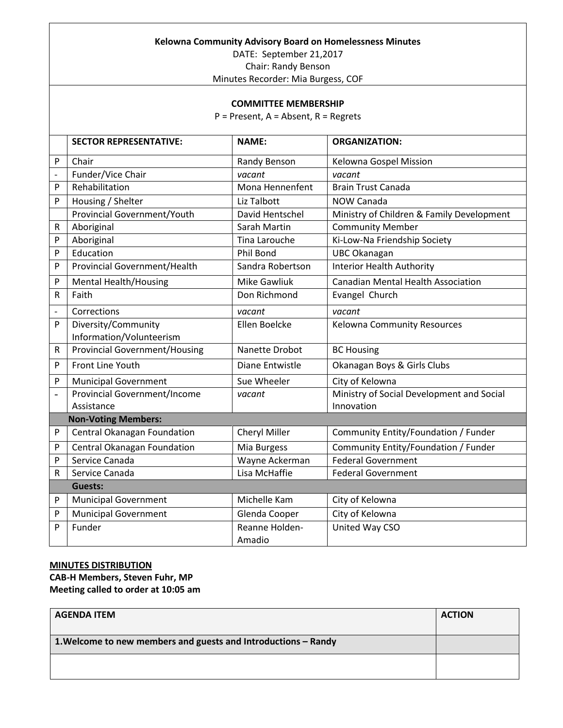**Kelowna Community Advisory Board on Homelessness Minutes**

DATE: September 21,2017

Chair: Randy Benson

Minutes Recorder: Mia Burgess, COF

**COMMITTEE MEMBERSHIP**

P = Present, A = Absent, R = Regrets

| | **SECTOR REPRESENTATIVE:** | **NAME:** | **ORGANIZATION:** |
|---|---|---|---|
| P | Chair | Randy Benson | Kelowna Gospel Mission |
| - | Funder/Vice Chair | *vacant* | *vacant* |
| P | Rehabilitation | Mona Hennenfent | Brain Trust Canada |
| P | Housing / Shelter | Liz Talbott | NOW Canada |
| | Provincial Government/Youth | David Hentschel | Ministry of Children & Family Development |
| R | Aboriginal | Sarah Martin | Community Member |
| P | Aboriginal | Tina Larouche | Ki-Low-Na Friendship Society |
| P | Education | Phil Bond | UBC Okanagan |
| P | Provincial Government/Health | Sandra Robertson | Interior Health Authority |
| P | Mental Health/Housing | Mike Gawliuk | Canadian Mental Health Association |
| R | Faith | Don Richmond | Evangel Church |
| - | Corrections | *vacant* | *vacant* |
| P | Diversity/Community Information/Volunteerism | Ellen Boelcke | Kelowna Community Resources |
| R | Provincial Government/Housing | Nanette Drobot | BC Housing |
| P | Front Line Youth | Diane Entwistle | Okanagan Boys & Girls Clubs |
| P | Municipal Government | Sue Wheeler | City of Kelowna |
| - | Provincial Government/Income Assistance | *vacant* | Ministry of Social Development and Social Innovation |
| | **Non-Voting Members:** | | |
| P | Central Okanagan Foundation | Cheryl Miller | Community Entity/Foundation / Funder |
| P | Central Okanagan Foundation | Mia Burgess | Community Entity/Foundation / Funder |
| P | Service Canada | Wayne Ackerman | Federal Government |
| R | Service Canada | Lisa McHaffie | Federal Government |
| | **Guests:** | | |
| P | Municipal Government | Michelle Kam | City of Kelowna |
| P | Municipal Government | Glenda Cooper | City of Kelowna |
| P | Funder | Reanne Holden-Amadio | United Way CSO |

**MINUTES DISTRIBUTION**

**CAB-H Members, Steven Fuhr, MP**

**Meeting called to order at 10:05 am**

| **AGENDA ITEM** | **ACTION** |
|---|---|
| **1.Welcome to new members and guests and Introductions – Randy** | |
| | |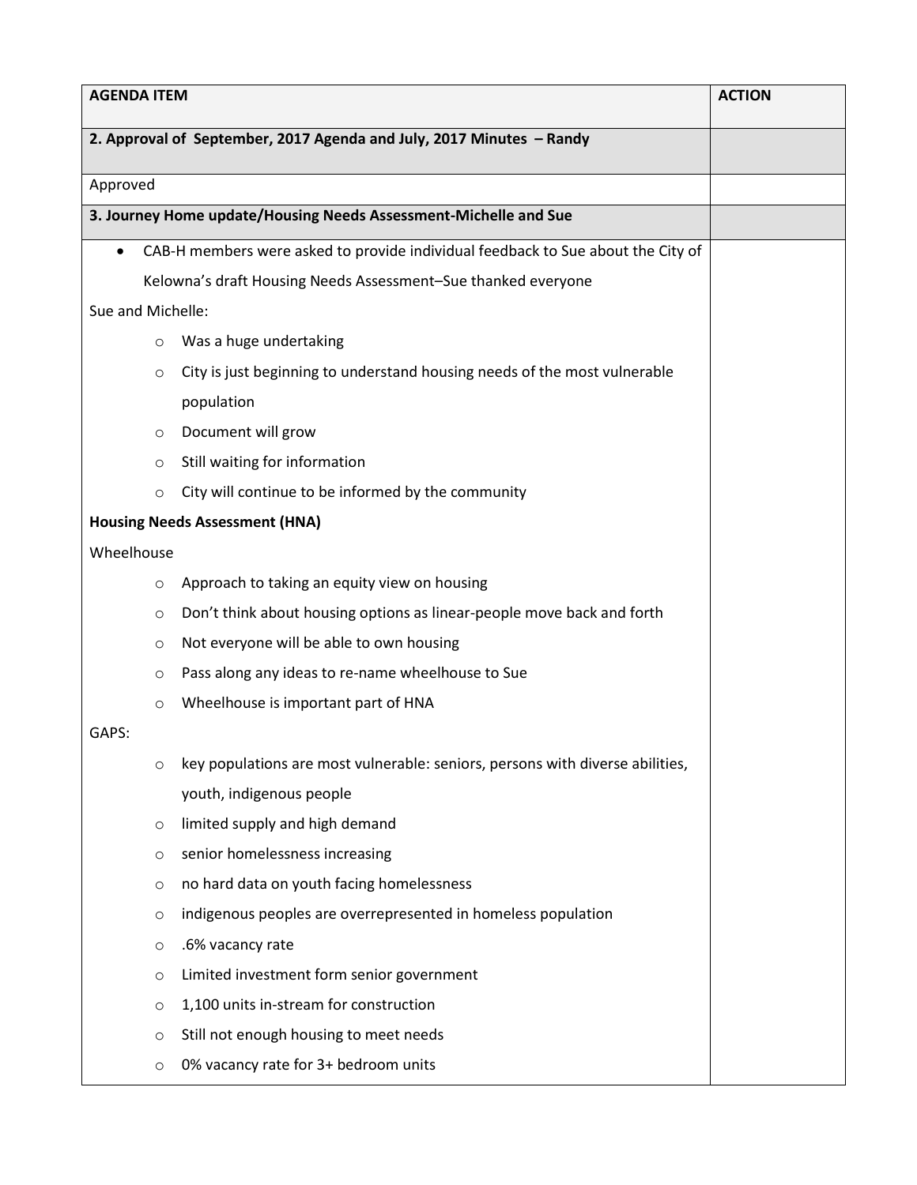| AGENDA ITEM | ACTION |
| --- | --- |
| **2. Approval of September, 2017 Agenda and July, 2017 Minutes – Randy** | |
| Approved | |
| **3. Journey Home update/Housing Needs Assessment-Michelle and Sue** | |
| • CAB-H members were asked to provide individual feedback to Sue about the City of Kelowna's draft Housing Needs Assessment–Sue thanked everyone<br><br>Sue and Michelle:<br>◦ Was a huge undertaking<br>◦ City is just beginning to understand housing needs of the most vulnerable population<br>◦ Document will grow<br>◦ Still waiting for information<br>◦ City will continue to be informed by the community<br><br>**Housing Needs Assessment (HNA)**<br><br>Wheelhouse<br>◦ Approach to taking an equity view on housing<br>◦ Don't think about housing options as linear-people move back and forth<br>◦ Not everyone will be able to own housing<br>◦ Pass along any ideas to re-name wheelhouse to Sue<br>◦ Wheelhouse is important part of HNA<br><br>GAPS:<br>◦ key populations are most vulnerable: seniors, persons with diverse abilities, youth, indigenous people<br>◦ limited supply and high demand<br>◦ senior homelessness increasing<br>◦ no hard data on youth facing homelessness<br>◦ indigenous peoples are overrepresented in homeless population<br>◦ .6% vacancy rate<br>◦ Limited investment form senior government<br>◦ 1,100 units in-stream for construction<br>◦ Still not enough housing to meet needs<br>◦ 0% vacancy rate for 3+ bedroom units | |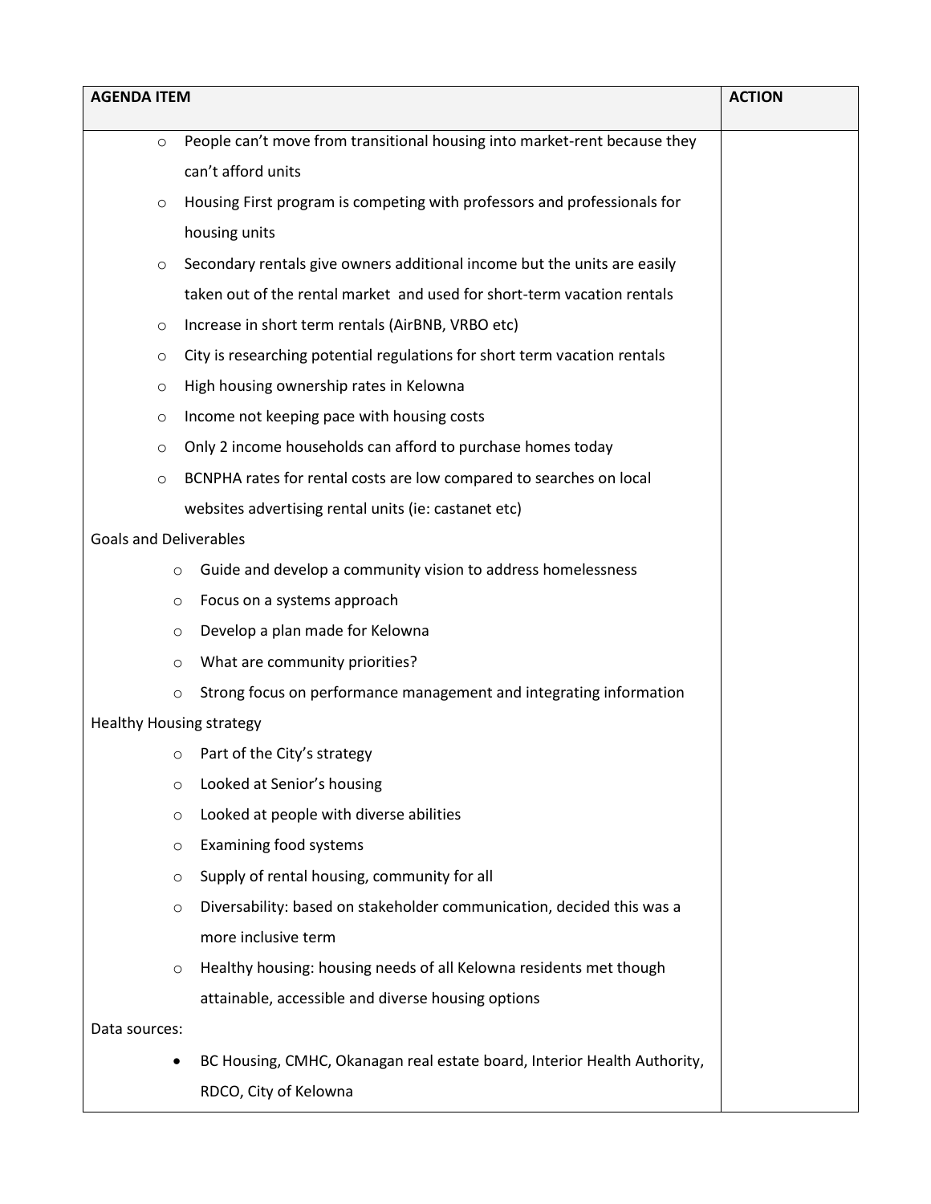| AGENDA ITEM | ACTION |
|---|---|
| ○ People can't move from transitional housing into market-rent because they can't afford units<br>○ Housing First program is competing with professors and professionals for housing units<br>○ Secondary rentals give owners additional income but the units are easily taken out of the rental market and used for short-term vacation rentals<br>○ Increase in short term rentals (AirBNB, VRBO etc)<br>○ City is researching potential regulations for short term vacation rentals<br>○ High housing ownership rates in Kelowna<br>○ Income not keeping pace with housing costs<br>○ Only 2 income households can afford to purchase homes today<br>○ BCNPHA rates for rental costs are low compared to searches on local websites advertising rental units (ie: castanet etc)<br>Goals and Deliverables<br>○ Guide and develop a community vision to address homelessness<br>○ Focus on a systems approach<br>○ Develop a plan made for Kelowna<br>○ What are community priorities?<br>○ Strong focus on performance management and integrating information<br>Healthy Housing strategy<br>○ Part of the City's strategy<br>○ Looked at Senior's housing<br>○ Looked at people with diverse abilities<br>○ Examining food systems<br>○ Supply of rental housing, community for all<br>○ Diversability: based on stakeholder communication, decided this was a more inclusive term<br>○ Healthy housing: housing needs of all Kelowna residents met though attainable, accessible and diverse housing options<br>Data sources:<br>• BC Housing, CMHC, Okanagan real estate board, Interior Health Authority, RDCO, City of Kelowna | |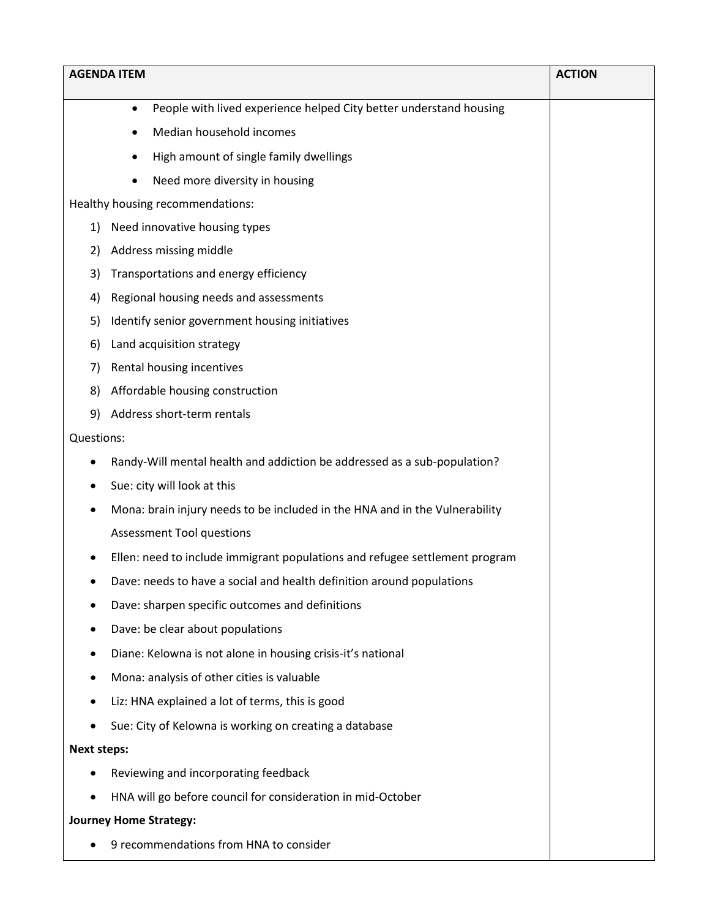| AGENDA ITEM | ACTION |
|---|---|
| • People with lived experience helped City better understand housing<br>• Median household incomes<br>• High amount of single family dwellings<br>• Need more diversity in housing<br>Healthy housing recommendations:<br>1) Need innovative housing types<br>2) Address missing middle<br>3) Transportations and energy efficiency<br>4) Regional housing needs and assessments<br>5) Identify senior government housing initiatives<br>6) Land acquisition strategy<br>7) Rental housing incentives<br>8) Affordable housing construction<br>9) Address short-term rentals<br>Questions:<br>• Randy-Will mental health and addiction be addressed as a sub-population?<br>• Sue: city will look at this<br>• Mona: brain injury needs to be included in the HNA and in the Vulnerability Assessment Tool questions<br>• Ellen: need to include immigrant populations and refugee settlement program<br>• Dave: needs to have a social and health definition around populations<br>• Dave: sharpen specific outcomes and definitions<br>• Dave: be clear about populations<br>• Diane: Kelowna is not alone in housing crisis-it's national<br>• Mona: analysis of other cities is valuable<br>• Liz: HNA explained a lot of terms, this is good<br>• Sue: City of Kelowna is working on creating a database<br>**Next steps:**<br>• Reviewing and incorporating feedback<br>• HNA will go before council for consideration in mid-October<br>**Journey Home Strategy:**<br>• 9 recommendations from HNA to consider | |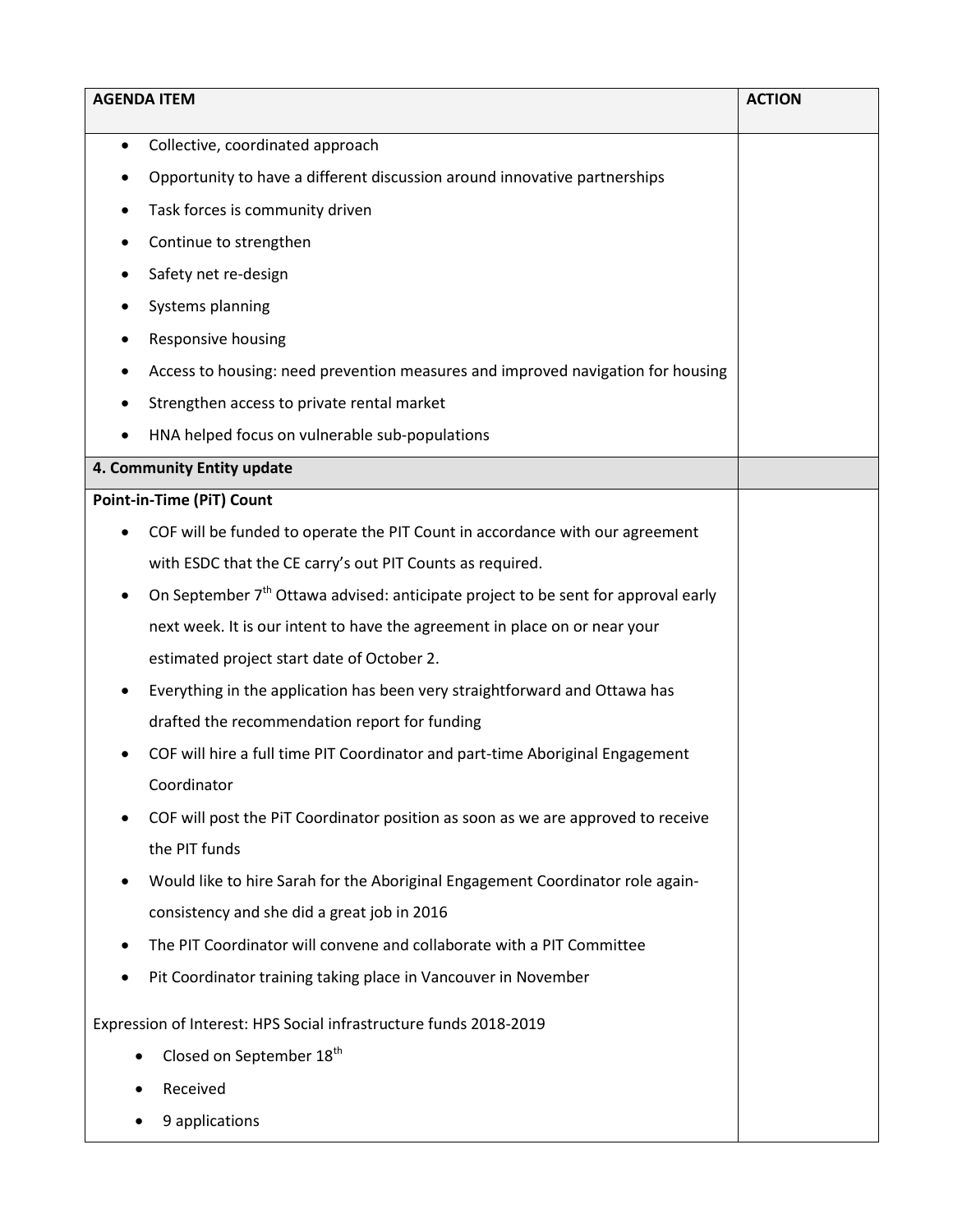| AGENDA ITEM | ACTION |
|---|---|
| • Collective, coordinated approach<br>• Opportunity to have a different discussion around innovative partnerships<br>• Task forces is community driven<br>• Continue to strengthen<br>• Safety net re-design<br>• Systems planning<br>• Responsive housing<br>• Access to housing: need prevention measures and improved navigation for housing<br>• Strengthen access to private rental market<br>• HNA helped focus on vulnerable sub-populations | |
| **4. Community Entity update** | |
| **Point-in-Time (PiT) Count**<br>• COF will be funded to operate the PIT Count in accordance with our agreement with ESDC that the CE carry's out PIT Counts as required.<br>• On September 7th Ottawa advised: anticipate project to be sent for approval early next week. It is our intent to have the agreement in place on or near your estimated project start date of October 2.<br>• Everything in the application has been very straightforward and Ottawa has drafted the recommendation report for funding<br>• COF will hire a full time PIT Coordinator and part-time Aboriginal Engagement Coordinator<br>• COF will post the PiT Coordinator position as soon as we are approved to receive the PIT funds<br>• Would like to hire Sarah for the Aboriginal Engagement Coordinator role again- consistency and she did a great job in 2016<br>• The PIT Coordinator will convene and collaborate with a PIT Committee<br>• Pit Coordinator training taking place in Vancouver in November<br><br>Expression of Interest: HPS Social infrastructure funds 2018-2019<br>• Closed on September 18th<br>• Received<br>• 9 applications | |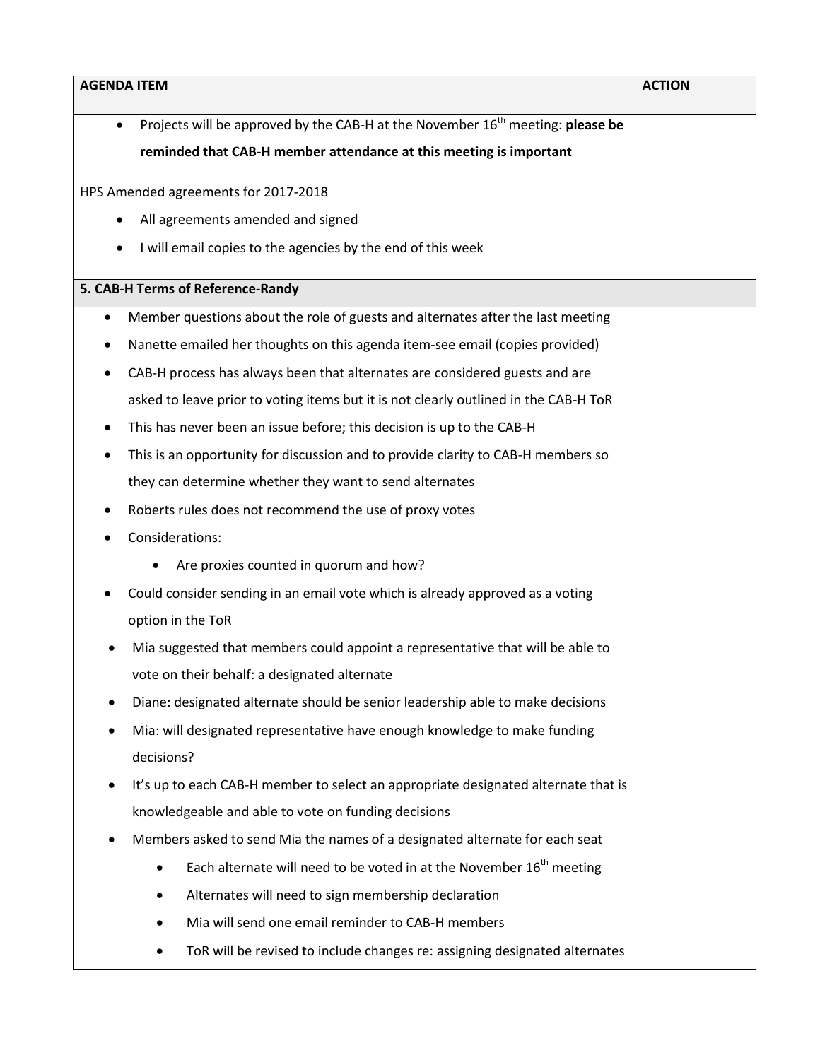| AGENDA ITEM | ACTION |
|---|---|
| • Projects will be approved by the CAB-H at the November 16th meeting: **please be reminded that CAB-H member attendance at this meeting is important**<br><br>HPS Amended agreements for 2017-2018<br>• All agreements amended and signed<br>• I will email copies to the agencies by the end of this week | |
| **5. CAB-H Terms of Reference-Randy** | |
| • Member questions about the role of guests and alternates after the last meeting<br>• Nanette emailed her thoughts on this agenda item-see email (copies provided)<br>• CAB-H process has always been that alternates are considered guests and are asked to leave prior to voting items but it is not clearly outlined in the CAB-H ToR<br>• This has never been an issue before; this decision is up to the CAB-H<br>• This is an opportunity for discussion and to provide clarity to CAB-H members so they can determine whether they want to send alternates<br>• Roberts rules does not recommend the use of proxy votes<br>• Considerations:<br>&nbsp;&nbsp;&nbsp;&nbsp;• Are proxies counted in quorum and how?<br>• Could consider sending in an email vote which is already approved as a voting option in the ToR<br>• Mia suggested that members could appoint a representative that will be able to vote on their behalf: a designated alternate<br>• Diane: designated alternate should be senior leadership able to make decisions<br>• Mia: will designated representative have enough knowledge to make funding decisions?<br>• It's up to each CAB-H member to select an appropriate designated alternate that is knowledgeable and able to vote on funding decisions<br>• Members asked to send Mia the names of a designated alternate for each seat<br>&nbsp;&nbsp;&nbsp;&nbsp;• Each alternate will need to be voted in at the November 16th meeting<br>&nbsp;&nbsp;&nbsp;&nbsp;• Alternates will need to sign membership declaration<br>&nbsp;&nbsp;&nbsp;&nbsp;• Mia will send one email reminder to CAB-H members<br>&nbsp;&nbsp;&nbsp;&nbsp;• ToR will be revised to include changes re: assigning designated alternates | |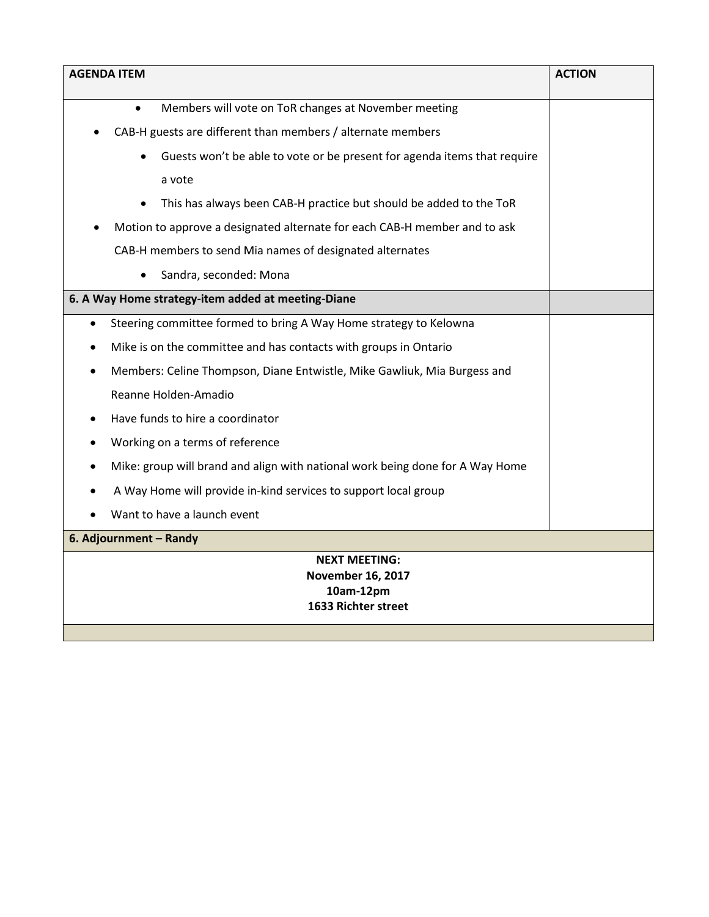| AGENDA ITEM | ACTION |
| --- | --- |
| • Members will vote on ToR changes at November meeting<br>• CAB-H guests are different than members / alternate members<br>  • Guests won't be able to vote or be present for agenda items that require a vote<br>  • This has always been CAB-H practice but should be added to the ToR<br>• Motion to approve a designated alternate for each CAB-H member and to ask CAB-H members to send Mia names of designated alternates<br>  • Sandra, seconded: Mona | |
| **6. A Way Home strategy-item added at meeting-Diane** | |
| • Steering committee formed to bring A Way Home strategy to Kelowna<br>• Mike is on the committee and has contacts with groups in Ontario<br>• Members: Celine Thompson, Diane Entwistle, Mike Gawliuk, Mia Burgess and Reanne Holden-Amadio<br>• Have funds to hire a coordinator<br>• Working on a terms of reference<br>• Mike: group will brand and align with national work being done for A Way Home<br>• A Way Home will provide in-kind services to support local group<br>• Want to have a launch event | |
| **6. Adjournment – Randy** | |
| **NEXT MEETING:<br>November 16, 2017<br>10am-12pm<br>1633 Richter street** | |